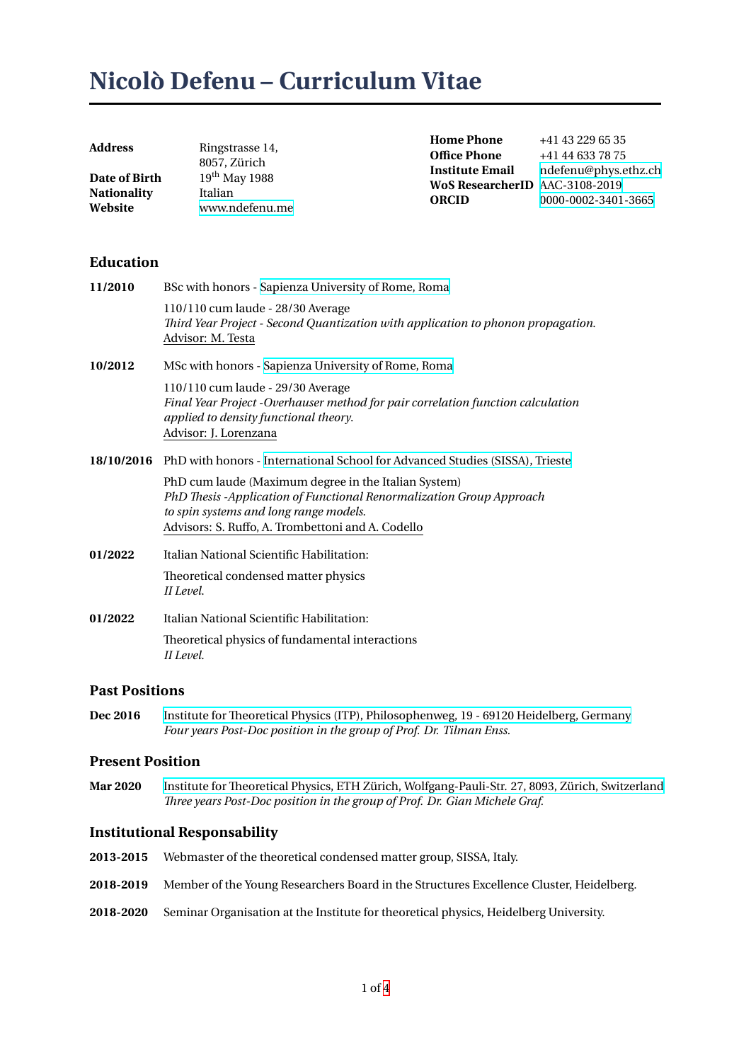# Nicolò Defenu – Curriculum Vitae

| | | | |
|---|---|---|---|
| **Address** | Ringstrasse 14, 8057, Zürich | **Home Phone** | +41 43 229 65 35 |
| **Date of Birth** | 19th May 1988 | **Office Phone** | +41 44 633 78 75 |
| **Nationality** | Italian | **Institute Email** | ndefenu@phys.ethz.ch |
| **Website** | www.ndefenu.me | **WoS ResearcherID** | AAC-3108-2019 |
| | | **ORCID** | 0000-0002-3401-3665 |

## Education

**11/2010** BSc with honors - Sapienza University of Rome, Roma

110/110 cum laude - 28/30 Average
*Third Year Project - Second Quantization with application to phonon propagation.*
Advisor: M. Testa

**10/2012** MSc with honors - Sapienza University of Rome, Roma

110/110 cum laude - 29/30 Average
*Final Year Project -Overhauser method for pair correlation function calculation applied to density functional theory.*
Advisor: J. Lorenzana

**18/10/2016** PhD with honors - International School for Advanced Studies (SISSA), Trieste

PhD cum laude (Maximum degree in the Italian System)
*PhD Thesis -Application of Functional Renormalization Group Approach to spin systems and long range models.*
Advisors: S. Ruffo, A. Trombettoni and A. Codello

**01/2022** Italian National Scientific Habilitation:

Theoretical condensed matter physics
*II Level.*

**01/2022** Italian National Scientific Habilitation:

Theoretical physics of fundamental interactions
*II Level.*

## Past Positions

**Dec 2016** Institute for Theoretical Physics (ITP), Philosophenweg, 19 - 69120 Heidelberg, Germany
*Four years Post-Doc position in the group of Prof. Dr. Tilman Enss.*

## Present Position

**Mar 2020** Institute for Theoretical Physics, ETH Zürich, Wolfgang-Pauli-Str. 27, 8093, Zürich, Switzerland
*Three years Post-Doc position in the group of Prof. Dr. Gian Michele Graf.*

## Institutional Responsability

**2013-2015** Webmaster of the theoretical condensed matter group, SISSA, Italy.

**2018-2019** Member of the Young Researchers Board in the Structures Excellence Cluster, Heidelberg.

**2018-2020** Seminar Organisation at the Institute for theoretical physics, Heidelberg University.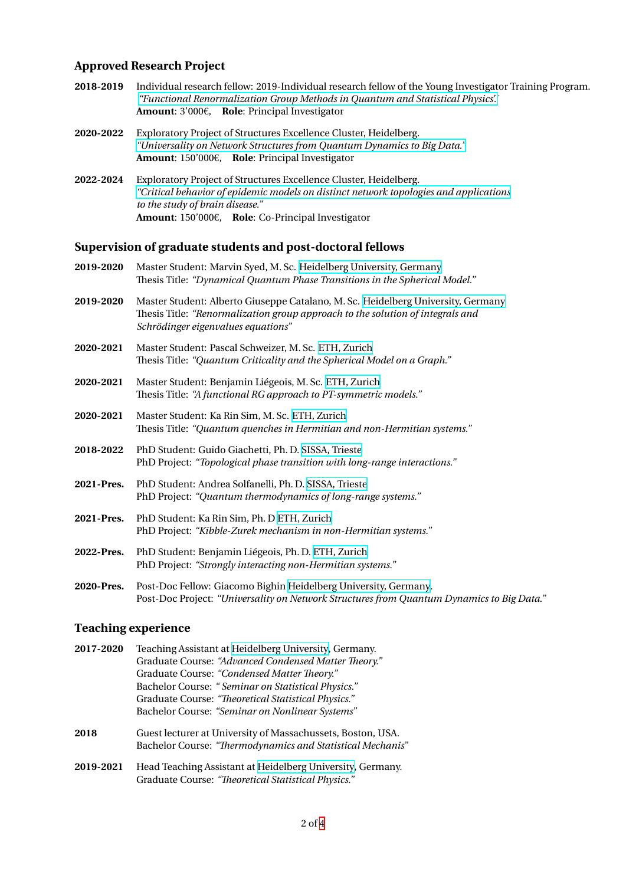## Approved Research Project

**2018-2019** Individual research fellow: 2019-Individual research fellow of the Young Investigator Training Program.
*"Functional Renormalization Group Methods in Quantum and Statistical Physics".*
**Amount**: 3'000€, **Role**: Principal Investigator

**2020-2022** Exploratory Project of Structures Excellence Cluster, Heidelberg.
*"Universality on Network Structures from Quantum Dynamics to Big Data."*
**Amount**: 150'000€, **Role**: Principal Investigator

**2022-2024** Exploratory Project of Structures Excellence Cluster, Heidelberg.
*"Critical behavior of epidemic models on distinct network topologies and applications to the study of brain disease."*
**Amount**: 150'000€, **Role**: Co-Principal Investigator

## Supervision of graduate students and post-doctoral fellows

**2019-2020** Master Student: Marvin Syed, M. Sc. Heidelberg University, Germany
Thesis Title: *"Dynamical Quantum Phase Transitions in the Spherical Model."*

**2019-2020** Master Student: Alberto Giuseppe Catalano, M. Sc. Heidelberg University, Germany
Thesis Title: *"Renormalization group approach to the solution of integrals and Schrödinger eigenvalues equations"*

**2020-2021** Master Student: Pascal Schweizer, M. Sc. ETH, Zurich
Thesis Title: *"Quantum Criticality and the Spherical Model on a Graph."*

**2020-2021** Master Student: Benjamin Liégeois, M. Sc. ETH, Zurich
Thesis Title: *"A functional RG approach to PT-symmetric models."*

**2020-2021** Master Student: Ka Rin Sim, M. Sc. ETH, Zurich
Thesis Title: *"Quantum quenches in Hermitian and non-Hermitian systems."*

**2018-2022** PhD Student: Guido Giachetti, Ph. D. SISSA, Trieste
PhD Project: *"Topological phase transition with long-range interactions."*

**2021-Pres.** PhD Student: Andrea Solfanelli, Ph. D. SISSA, Trieste
PhD Project: *"Quantum thermodynamics of long-range systems."*

**2021-Pres.** PhD Student: Ka Rin Sim, Ph. D ETH, Zurich
PhD Project: *"Kibble-Zurek mechanism in non-Hermitian systems."*

**2022-Pres.** PhD Student: Benjamin Liégeois, Ph. D. ETH, Zurich
PhD Project: *"Strongly interacting non-Hermitian systems."*

**2020-Pres.** Post-Doc Fellow: Giacomo Bighin Heidelberg University, Germany.
Post-Doc Project: *"Universality on Network Structures from Quantum Dynamics to Big Data."*

## Teaching experience

**2017-2020** Teaching Assistant at Heidelberg University, Germany.
Graduate Course: *"Advanced Condensed Matter Theory."*
Graduate Course: *"Condensed Matter Theory."*
Bachelor Course: *" Seminar on Statistical Physics."*
Graduate Course: *"Theoretical Statistical Physics."*
Bachelor Course: *"Seminar on Nonlinear Systems"*

**2018** Guest lecturer at University of Massachussets, Boston, USA.
Bachelor Course: *"Thermodynamics and Statistical Mechanis"*

**2019-2021** Head Teaching Assistant at Heidelberg University, Germany.
Graduate Course: *"Theoretical Statistical Physics."*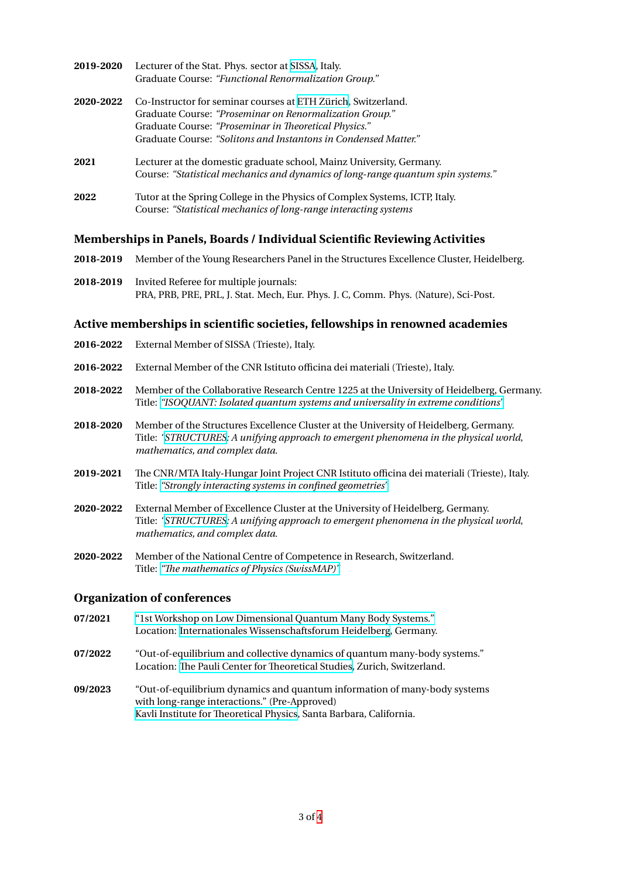**2019-2020** Lecturer of the Stat. Phys. sector at SISSA, Italy.
Graduate Course: *"Functional Renormalization Group."*

**2020-2022** Co-Instructor for seminar courses at ETH Zürich, Switzerland.
Graduate Course: *"Proseminar on Renormalization Group."*
Graduate Course: *"Proseminar in Theoretical Physics."*
Graduate Course: *"Solitons and Instantons in Condensed Matter."*

**2021** Lecturer at the domestic graduate school, Mainz University, Germany.
Course: *"Statistical mechanics and dynamics of long-range quantum spin systems."*

**2022** Tutor at the Spring College in the Physics of Complex Systems, ICTP, Italy.
Course: *"Statistical mechanics of long-range interacting systems*

## Memberships in Panels, Boards / Individual Scientific Reviewing Activities

**2018-2019** Member of the Young Researchers Panel in the Structures Excellence Cluster, Heidelberg.

**2018-2019** Invited Referee for multiple journals:
PRA, PRB, PRE, PRL, J. Stat. Mech, Eur. Phys. J. C, Comm. Phys. (Nature), Sci-Post.

## Active memberships in scientific societies, fellowships in renowned academies

**2016-2022** External Member of SISSA (Trieste), Italy.

**2016-2022** External Member of the CNR Istituto officina dei materiali (Trieste), Italy.

**2018-2022** Member of the Collaborative Research Centre 1225 at the University of Heidelberg, Germany.
Title: *"ISOQUANT: Isolated quantum systems and universality in extreme conditions"*

**2018-2020** Member of the Structures Excellence Cluster at the University of Heidelberg, Germany.
Title: *'STRUCTURES: A unifying approach to emergent phenomena in the physical world, mathematics, and complex data.*

**2019-2021** The CNR/MTA Italy-Hungar Joint Project CNR Istituto officina dei materiali (Trieste), Italy.
Title: *"Strongly interacting systems in confined geometries"*

**2020-2022** External Member of Excellence Cluster at the University of Heidelberg, Germany.
Title: *'STRUCTURES: A unifying approach to emergent phenomena in the physical world, mathematics, and complex data.*

**2020-2022** Member of the National Centre of Competence in Research, Switzerland.
Title: *"The mathematics of Physics (SwissMAP)"*

## Organization of conferences

**07/2021** "1st Workshop on Low Dimensional Quantum Many Body Systems."
Location: Internationales Wissenschaftsforum Heidelberg, Germany.

**07/2022** "Out-of-equilibrium and collective dynamics of quantum many-body systems."
Location: The Pauli Center for Theoretical Studies, Zurich, Switzerland.

**09/2023** "Out-of-equilibrium dynamics and quantum information of many-body systems with long-range interactions." (Pre-Approved)
Kavli Institute for Theoretical Physics, Santa Barbara, California.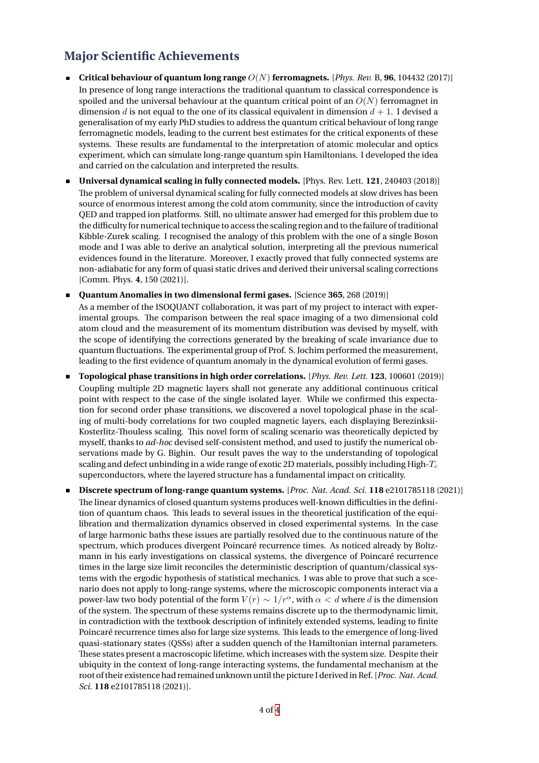## Major Scientific Achievements

- **Critical behaviour of quantum long range $O(N)$ ferromagnets.** [*Phys. Rev.* B, **96**, 104432 (2017)]
  In presence of long range interactions the traditional quantum to classical correspondence is spoiled and the universal behaviour at the quantum critical point of an $O(N)$ ferromagnet in dimension $d$ is not equal to the one of its classical equivalent in dimension $d+1$. I devised a generalisation of my early PhD studies to address the quantum critical behaviour of long range ferromagnetic models, leading to the current best estimates for the critical exponents of these systems. These results are fundamental to the interpretation of atomic molecular and optics experiment, which can simulate long-range quantum spin Hamiltonians. I developed the idea and carried on the calculation and interpreted the results.

- **Universal dynamical scaling in fully connected models.** [Phys. Rev. Lett. **121**, 240403 (2018)]
  The problem of universal dynamical scaling for fully connected models at slow drives has been source of enormous interest among the cold atom community, since the introduction of cavity QED and trapped ion platforms. Still, no ultimate answer had emerged for this problem due to the difficulty for numerical technique to access the scaling region and to the failure of traditional Kibble-Zurek scaling. I recognised the analogy of this problem with the one of a single Boson mode and I was able to derive an analytical solution, interpreting all the previous numerical evidences found in the literature. Moreover, I exactly proved that fully connected systems are non-adiabatic for any form of quasi static drives and derived their universal scaling corrections [Comm. Phys. **4**, 150 (2021)].

- **Quantum Anomalies in two dimensional fermi gases.** [Science **365**, 268 (2019)]
  As a member of the ISOQUANT collaboration, it was part of my project to interact with experimental groups. The comparison between the real space imaging of a two dimensional cold atom cloud and the measurement of its momentum distribution was devised by myself, with the scope of identifying the corrections generated by the breaking of scale invariance due to quantum fluctuations. The experimental group of Prof. S. Jochim performed the measurement, leading to the first evidence of quantum anomaly in the dynamical evolution of fermi gases.

- **Topological phase transitions in high order correlations.** [*Phys. Rev. Lett.* **123**, 100601 (2019)]
  Coupling multiple 2D magnetic layers shall not generate any additional continuous critical point with respect to the case of the single isolated layer. While we confirmed this expectation for second order phase transitions, we discovered a novel topological phase in the scaling of multi-body correlations for two coupled magnetic layers, each displaying Berezinksii-Kosterlitz-Thouless scaling. This novel form of scaling scenario was theoretically depicted by myself, thanks to *ad-hoc* devised self-consistent method, and used to justify the numerical observations made by G. Bighin. Our result paves the way to the understanding of topological scaling and defect unbinding in a wide range of exotic 2D materials, possibly including High-$T_c$ superconductors, where the layered structure has a fundamental impact on criticality.

- **Discrete spectrum of long-range quantum systems.** [*Proc. Nat. Acad. Sci.* **118** e2101785118 (2021)]
  The linear dynamics of closed quantum systems produces well-known difficulties in the definition of quantum chaos. This leads to several issues in the theoretical justification of the equilibration and thermalization dynamics observed in closed experimental systems. In the case of large harmonic baths these issues are partially resolved due to the continuous nature of the spectrum, which produces divergent Poincaré recurrence times. As noticed already by Boltzmann in his early investigations on classical systems, the divergence of Poincaré recurrence times in the large size limit reconciles the deterministic description of quantum/classical systems with the ergodic hypothesis of statistical mechanics. I was able to prove that such a scenario does not apply to long-range systems, where the microscopic components interact via a power-law two body potential of the form $V(r) \sim 1/r^{\alpha}$, with $\alpha < d$ where $d$ is the dimension of the system. The spectrum of these systems remains discrete up to the thermodynamic limit, in contradiction with the textbook description of infinitely extended systems, leading to finite Poincaré recurrence times also for large size systems. This leads to the emergence of long-lived quasi-stationary states (QSSs) after a sudden quench of the Hamiltonian internal parameters. These states present a macroscopic lifetime, which increases with the system size. Despite their ubiquity in the context of long-range interacting systems, the fundamental mechanism at the root of their existence had remained unknown until the picture I derived in Ref. [*Proc. Nat. Acad. Sci.* **118** e2101785118 (2021)].